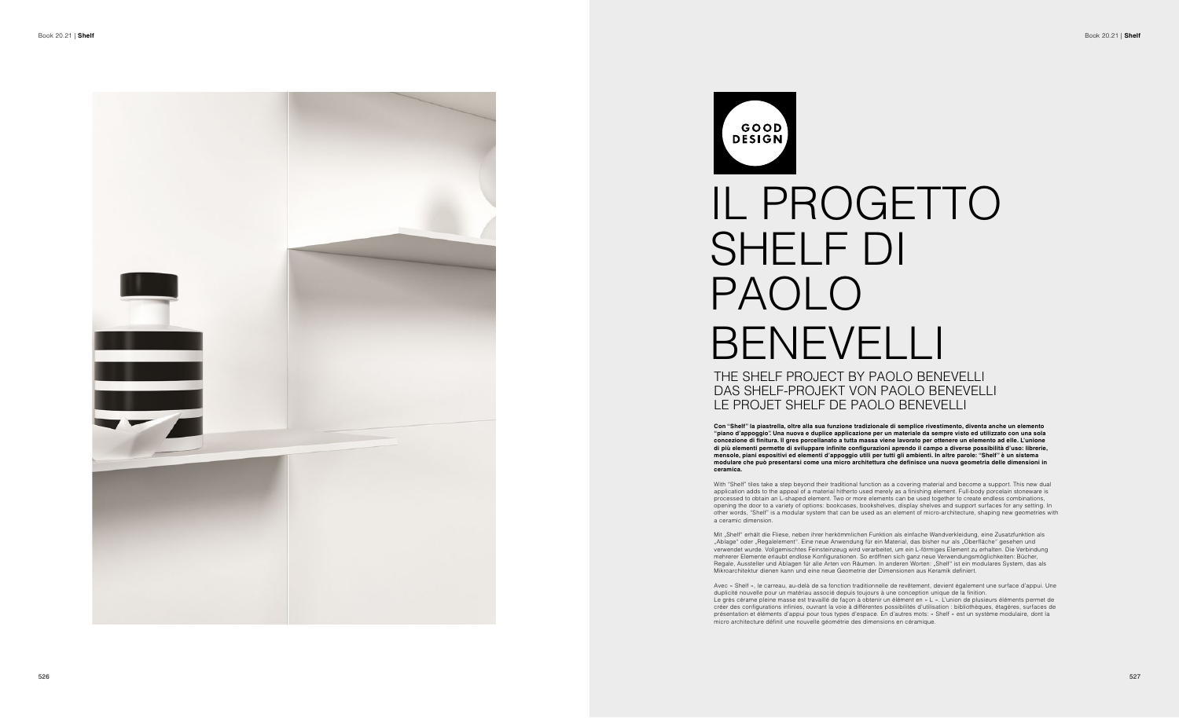GOOD DESIGN

# IL PROGETTO SHELF DI PAOLO BENEVELLI

## THE SHELF PROJECT BY PAOLO BENEVELLI
## DAS SHELF-PROJEKT VON PAOLO BENEVELLI
## LE PROJET SHELF DE PAOLO BENEVELLI

**Con "Shelf" la piastrella, oltre alla sua funzione tradizionale di semplice rivestimento, diventa anche un elemento "piano d'appoggio". Una nuova e duplice applicazione per un materiale da sempre visto ed utilizzato con una sola concezione di finitura. Il gres porcellanato a tutta massa viene lavorato per ottenere un elemento ad elle. L'unione di più elementi permette di sviluppare infinite configurazioni aprendo il campo a diverse possibilità d'uso: librerie, mensole, piani espositivi ed elementi d'appoggio utili per tutti gli ambienti. In altre parole: "Shelf" è un sistema modulare che può presentarsi come una micro architettura che definisce una nuova geometria delle dimensioni in ceramica.**

With "Shelf" tiles take a step beyond their traditional function as a covering material and become a support. This new dual application adds to the appeal of a material hitherto used merely as a finishing element. Full-body porcelain stoneware is processed to obtain an L-shaped element. Two or more elements can be used together to create endless combinations, opening the door to a variety of options: bookcases, bookshelves, display shelves and support surfaces for any setting. In other words, "Shelf" is a modular system that can be used as an element of micro-architecture, shaping new geometries with a ceramic dimension.

Mit „Shelf" erhält die Fliese, neben ihrer herkömmlichen Funktion als einfache Wandverkleidung, eine Zusatzfunktion als „Ablage" oder „Regalelement". Eine neue Anwendung für ein Material, das bisher nur als „Oberfläche" gesehen und verwendet wurde. Vollgemischtes Feinsteinzeug wird verarbeitet, um ein L-förmiges Element zu erhalten. Die Verbindung mehrerer Elemente erlaubt endlose Konfigurationen. So eröffnen sich ganz neue Verwendungsmöglichkeiten: Bücher, Regale, Aussteller und Ablagen für alle Arten von Räumen. In anderen Worten: „Shelf" ist ein modulares System, das als Mikroarchitektur dienen kann und eine neue Geometrie der Dimensionen aus Keramik definiert.

Avec « Shelf », le carreau, au-delà de sa fonction traditionnelle de revêtement, devient également une surface d'appui. Une duplicité nouvelle pour un matériau associé depuis toujours à une conception unique de la finition.
Le grès cérame pleine masse est travaillé de façon à obtenir un élément en « L ». L'union de plusieurs éléments permet de créer des configurations infinies, ouvrant la voie à différentes possibilités d'utilisation : bibliothèques, étagères, surfaces de présentation et éléments d'appui pour tous types d'espace. En d'autres mots: « Shelf » est un système modulaire, dont la micro architecture définit une nouvelle géométrie des dimensions en céramique.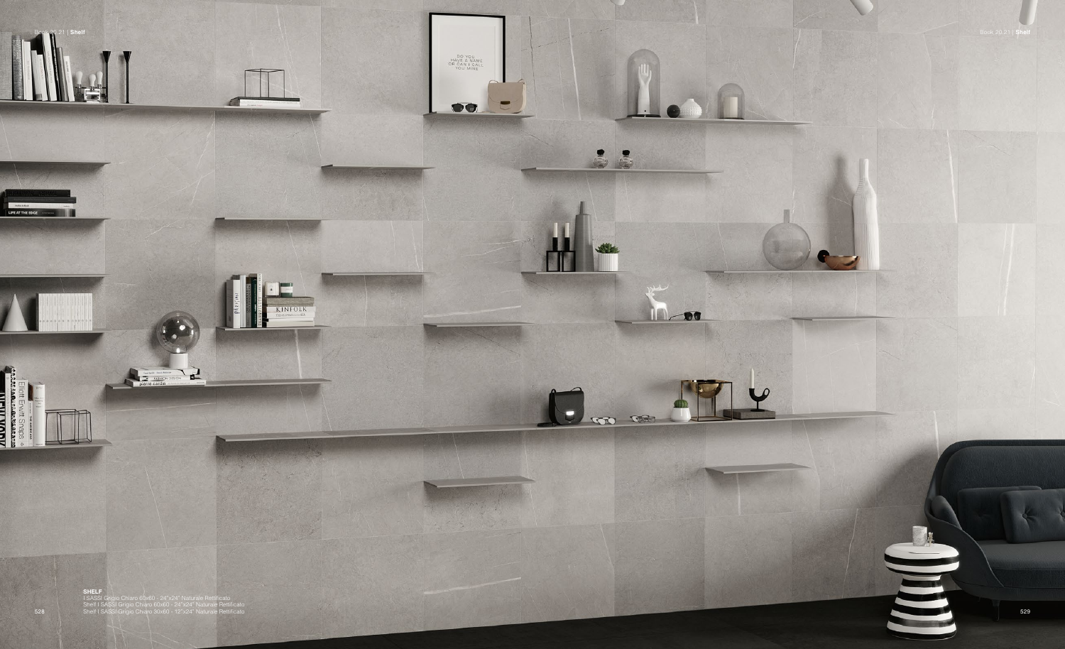**SHELF**
I SASSI Grigio Chiaro 60x60 - 24"x24" Naturale Rettificato
Shelf I SASSI Grigio Chiaro 60x60 - 24"x24" Naturale Rettificato
Shelf I SASSI Grigio Chiaro 30x60 - 12"x24" Naturale Rettificato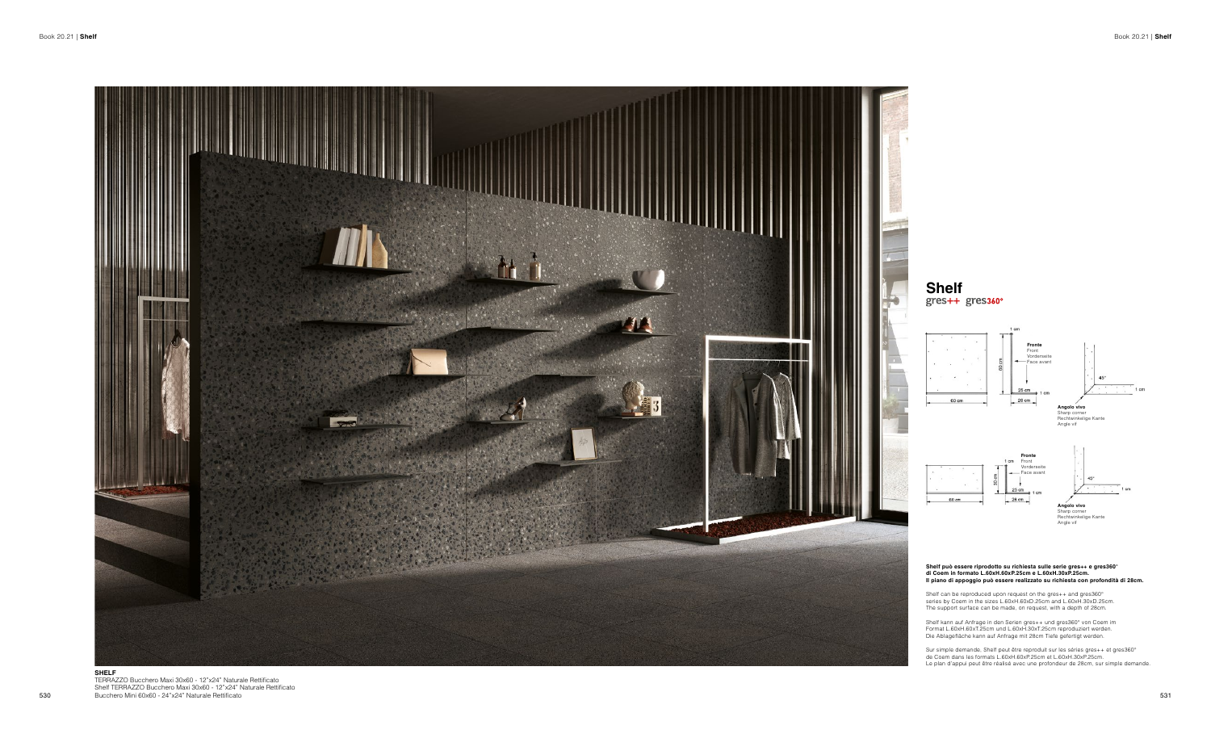**SHELF**
TERRAZZO Bucchero Maxi 30x60 - 12"x24" Naturale Rettificato
Shelf TERRAZZO Bucchero Maxi 30x60 - 12"x24" Naturale Rettificato
Bucchero Mini 60x60 - 24"x24" Naturale Rettificato

# Shelf

gres++ gres360°

1 cm
Fronte
Front
Vorderseite
Face avant
60 cm
25 cm
1 cm
26 cm
60 cm

45°
1 cm
Angolo vivo
Sharp corner
Rechtwinkelige Kante
Angle vif

Fronte
Front
Vorderseite
Face avant
1 cm
30 cm
25 cm
1 cm
26 cm
60 cm

45°
1 cm
Angolo vivo
Sharp corner
Rechtwinkelige Kante
Angle vif

**Shelf può essere riprodotto su richiesta sulle serie gres++ e gres360° di Coem in formato L.60xH.60xP.25cm e L.60xH.30xP.25cm. Il piano di appoggio può essere realizzato su richiesta con profondità di 28cm.**

Shelf can be reproduced upon request on the gres++ and gres360° series by Coem in the sizes L.60xH.60xD.25cm and L.60xH.30xD.25cm. The support surface can be made, on request, with a depth of 28cm.

Shelf kann auf Anfrage in den Serien gres++ und gres360° von Coem im Format L.60xH.60xT.25cm und L.60xH.30xT.25cm reproduziert werden. Die Ablagefläche kann auf Anfrage mit 28cm Tiefe gefertigt werden.

Sur simple demande, Shelf peut être reproduit sur les séries gres++ et gres360° de Coem dans les formats L.60xH.60xP.25cm et L.60xH.30xP.25cm. Le plan d'appui peut être réalisé avec une profondeur de 28cm, sur simple demande.